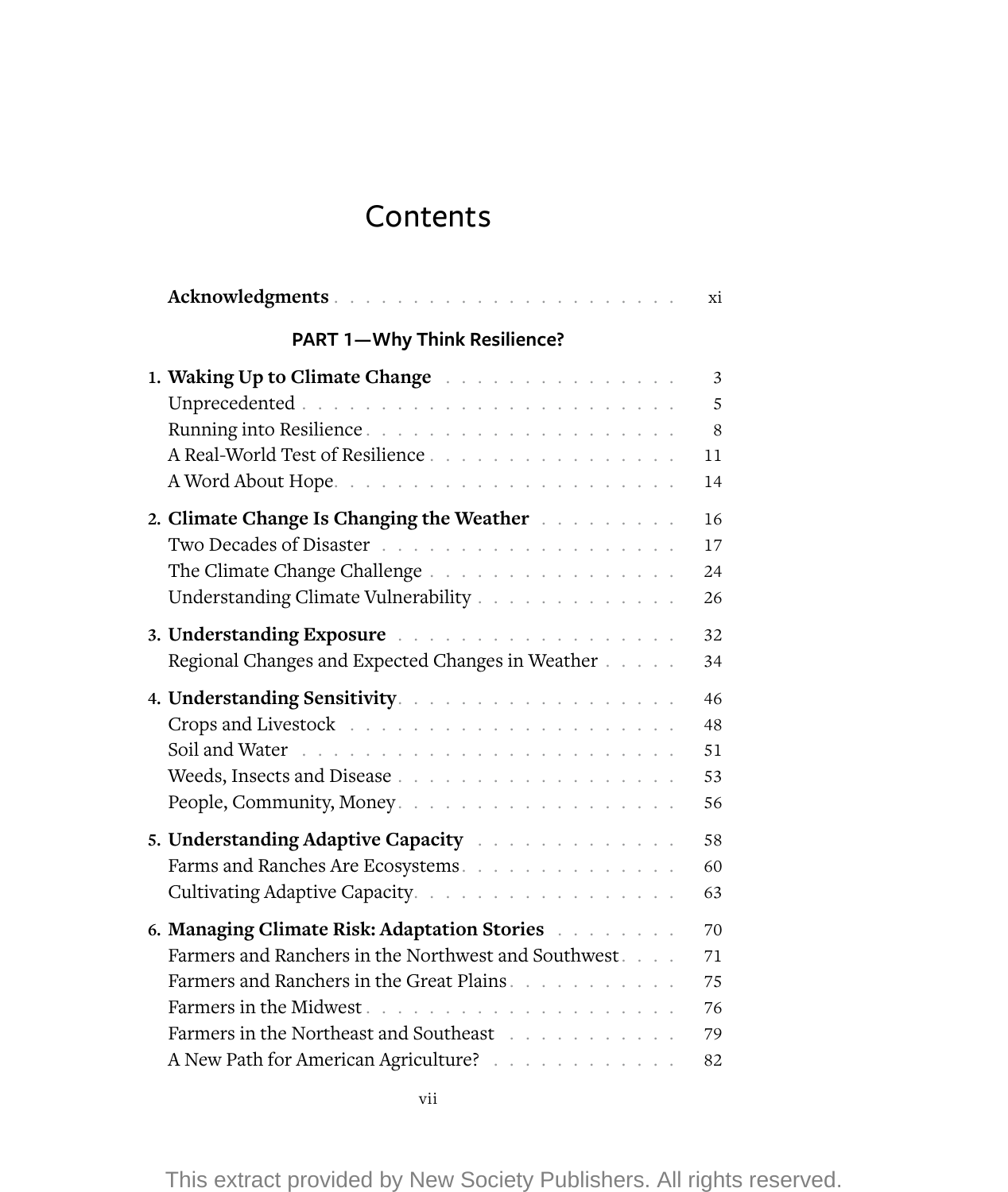# Contents

**Acknowledgments** . . . . . . . . . . . . . . . . . . . . . . xi

## PART 1—Why Think Resilience?

1. **Waking Up to Climate Change** . . . . . . . . . . . . . . . 3
   - Unprecedented . . . . . . . . . . . . . . . . . . . . . . . 5
   - Running into Resilience . . . . . . . . . . . . . . . . . . 8
   - A Real-World Test of Resilience . . . . . . . . . . . . . . 11
   - A Word About Hope . . . . . . . . . . . . . . . . . . . . . 14
2. **Climate Change Is Changing the Weather** . . . . . . . . . 16
   - Two Decades of Disaster . . . . . . . . . . . . . . . . . . 17
   - The Climate Change Challenge . . . . . . . . . . . . . . . 24
   - Understanding Climate Vulnerability . . . . . . . . . . . . 26
3. **Understanding Exposure** . . . . . . . . . . . . . . . . . 32
   - Regional Changes and Expected Changes in Weather . . . . . 34
4. **Understanding Sensitivity** . . . . . . . . . . . . . . . . 46
   - Crops and Livestock . . . . . . . . . . . . . . . . . . . . 48
   - Soil and Water . . . . . . . . . . . . . . . . . . . . . . 51
   - Weeds, Insects and Disease . . . . . . . . . . . . . . . . 53
   - People, Community, Money . . . . . . . . . . . . . . . . . 56
5. **Understanding Adaptive Capacity** . . . . . . . . . . . . . 58
   - Farms and Ranches Are Ecosystems . . . . . . . . . . . . . 60
   - Cultivating Adaptive Capacity . . . . . . . . . . . . . . . 63
6. **Managing Climate Risk: Adaptation Stories** . . . . . . . . 70
   - Farmers and Ranchers in the Northwest and Southwest . . . . 71
   - Farmers and Ranchers in the Great Plains . . . . . . . . . 75
   - Farmers in the Midwest . . . . . . . . . . . . . . . . . . 76
   - Farmers in the Northeast and Southeast . . . . . . . . . . 79
   - A New Path for American Agriculture? . . . . . . . . . . . 82

This extract provided by New Society Publishers. All rights reserved.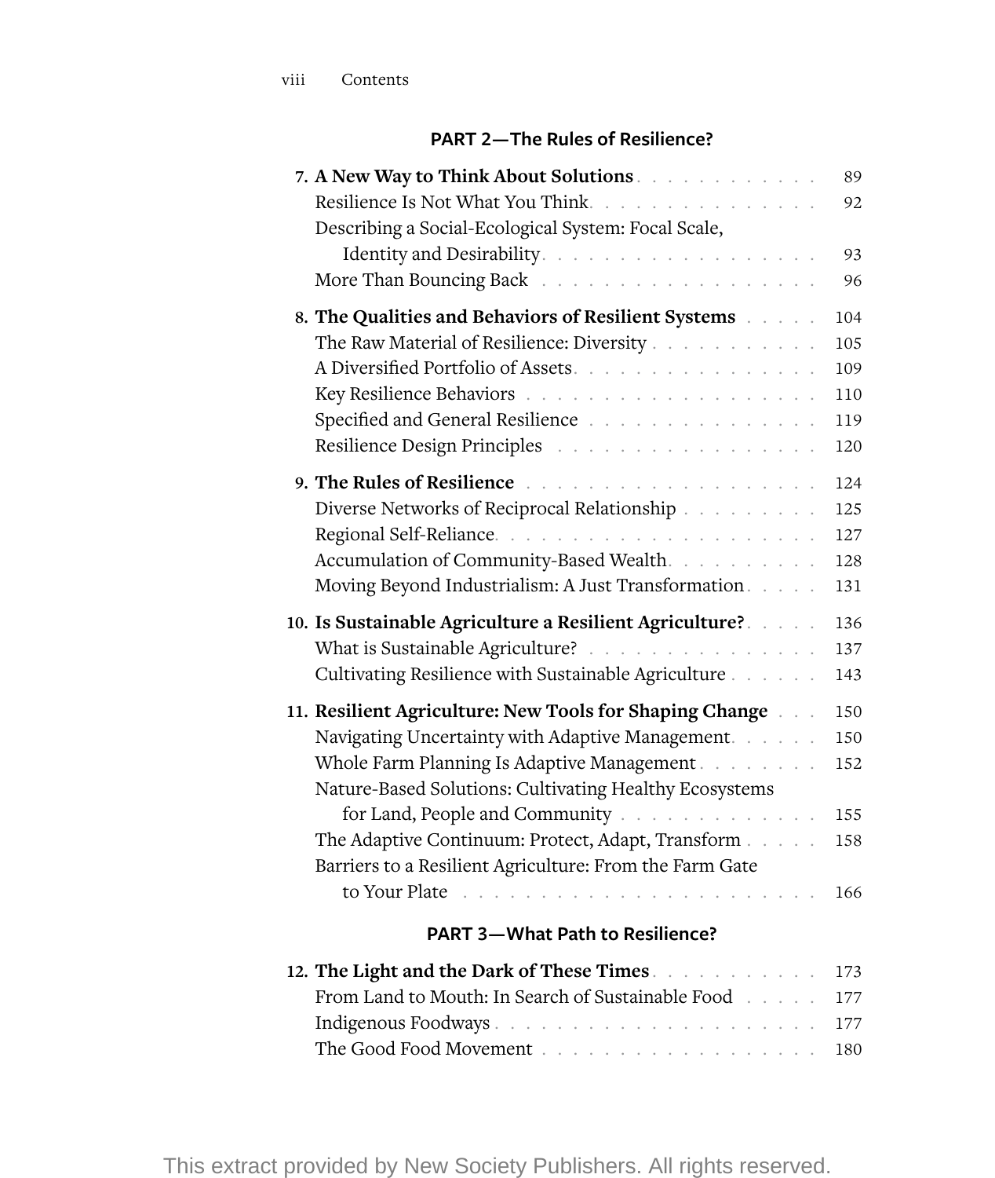## PART 2—The Rules of Resilience?

**7. A New Way to Think About Solutions** . . . 89
- Resilience Is Not What You Think . . . 92
- Describing a Social-Ecological System: Focal Scale, Identity and Desirability . . . 93
- More Than Bouncing Back . . . 96

**8. The Qualities and Behaviors of Resilient Systems** . . . 104
- The Raw Material of Resilience: Diversity . . . 105
- A Diversified Portfolio of Assets . . . 109
- Key Resilience Behaviors . . . 110
- Specified and General Resilience . . . 119
- Resilience Design Principles . . . 120

**9. The Rules of Resilience** . . . 124
- Diverse Networks of Reciprocal Relationship . . . 125
- Regional Self-Reliance . . . 127
- Accumulation of Community-Based Wealth . . . 128
- Moving Beyond Industrialism: A Just Transformation . . . 131

**10. Is Sustainable Agriculture a Resilient Agriculture?** . . . 136
- What is Sustainable Agriculture? . . . 137
- Cultivating Resilience with Sustainable Agriculture . . . 143

**11. Resilient Agriculture: New Tools for Shaping Change** . . . 150
- Navigating Uncertainty with Adaptive Management . . . 150
- Whole Farm Planning Is Adaptive Management . . . 152
- Nature-Based Solutions: Cultivating Healthy Ecosystems for Land, People and Community . . . 155
- The Adaptive Continuum: Protect, Adapt, Transform . . . 158
- Barriers to a Resilient Agriculture: From the Farm Gate to Your Plate . . . 166

## PART 3—What Path to Resilience?

**12. The Light and the Dark of These Times** . . . 173
- From Land to Mouth: In Search of Sustainable Food . . . 177
- Indigenous Foodways . . . 177
- The Good Food Movement . . . 180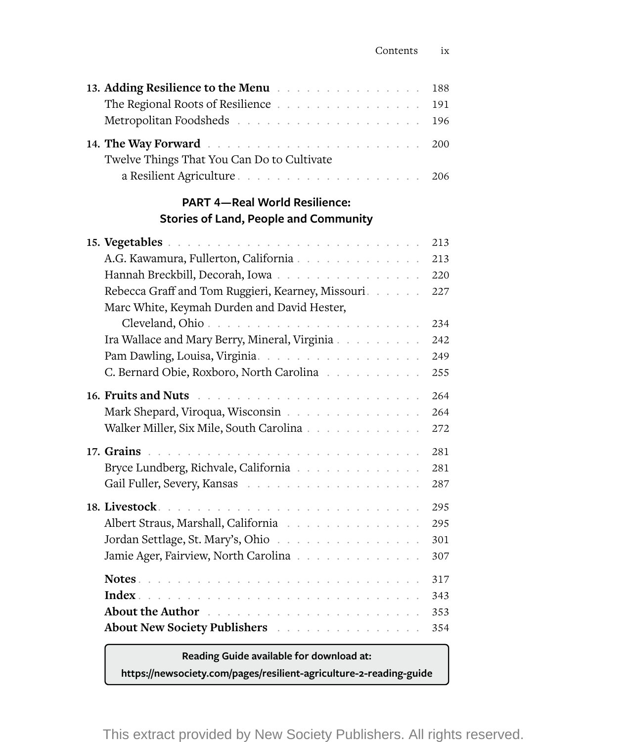**13. Adding Resilience to the Menu** . . . . . . . . . . . . . . . 188
The Regional Roots of Resilience . . . . . . . . . . . . . . . 191
Metropolitan Foodsheds . . . . . . . . . . . . . . . . . . . 196

**14. The Way Forward** . . . . . . . . . . . . . . . . . . . . . 200
Twelve Things That You Can Do to Cultivate
a Resilient Agriculture . . . . . . . . . . . . . . . . . . . 206

## PART 4—Real World Resilience: Stories of Land, People and Community

**15. Vegetables** . . . . . . . . . . . . . . . . . . . . . . . . 213
A.G. Kawamura, Fullerton, California . . . . . . . . . . . . 213
Hannah Breckbill, Decorah, Iowa . . . . . . . . . . . . . . 220
Rebecca Graff and Tom Ruggieri, Kearney, Missouri . . . . . . 227
Marc White, Keymah Durden and David Hester,
Cleveland, Ohio . . . . . . . . . . . . . . . . . . . . . 234
Ira Wallace and Mary Berry, Mineral, Virginia . . . . . . . . . 242
Pam Dawling, Louisa, Virginia . . . . . . . . . . . . . . . . 249
C. Bernard Obie, Roxboro, North Carolina . . . . . . . . . . 255

**16. Fruits and Nuts** . . . . . . . . . . . . . . . . . . . . . 264
Mark Shepard, Viroqua, Wisconsin . . . . . . . . . . . . . . 264
Walker Miller, Six Mile, South Carolina . . . . . . . . . . . 272

**17. Grains** . . . . . . . . . . . . . . . . . . . . . . . . . 281
Bryce Lundberg, Richvale, California . . . . . . . . . . . . . 281
Gail Fuller, Severy, Kansas . . . . . . . . . . . . . . . . . 287

**18. Livestock** . . . . . . . . . . . . . . . . . . . . . . . . 295
Albert Straus, Marshall, California . . . . . . . . . . . . . 295
Jordan Settlage, St. Mary's, Ohio . . . . . . . . . . . . . . 301
Jamie Ager, Fairview, North Carolina . . . . . . . . . . . . . 307

**Notes** . . . . . . . . . . . . . . . . . . . . . . . . . . . 317
**Index** . . . . . . . . . . . . . . . . . . . . . . . . . . . 343
**About the Author** . . . . . . . . . . . . . . . . . . . . . 353
**About New Society Publishers** . . . . . . . . . . . . . . . 354

**Reading Guide available for download at:**
**https://newsociety.com/pages/resilient-agriculture-2-reading-guide**

This extract provided by New Society Publishers. All rights reserved.